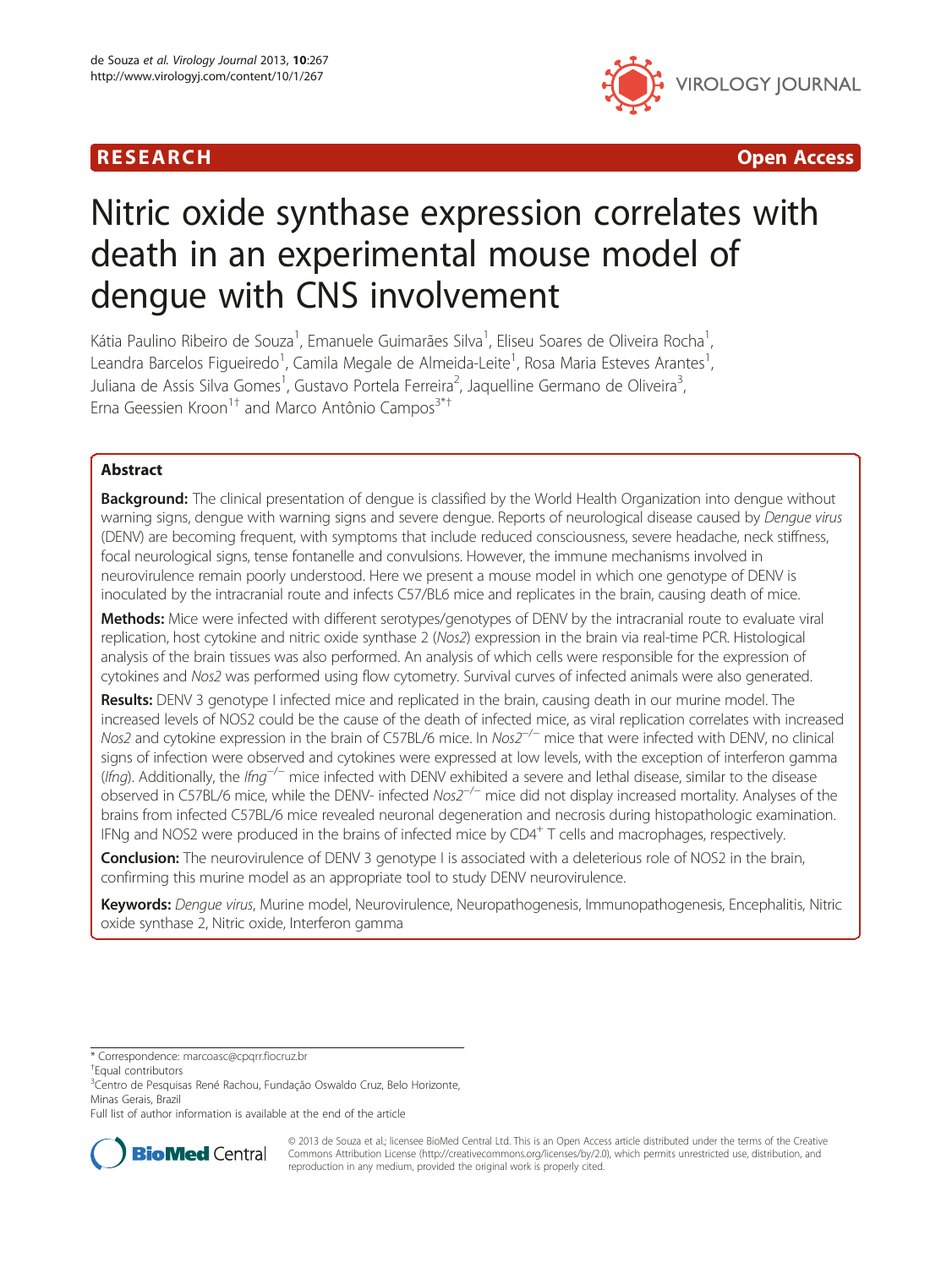RESEARCH Open Access

# Nitric oxide synthase expression correlates with death in an experimental mouse model of dengue with CNS involvement

Kátia Paulino Ribeiro de Souza[1], Emanuele Guimarães Silva[1], Eliseu Soares de Oliveira Rocha[1], Leandra Barcelos Figueiredo[1], Camila Megale de Almeida-Leite[1], Rosa Maria Esteves Arantes[1], Juliana de Assis Silva Gomes[1], Gustavo Portela Ferreira[2], Jaquelline Germano de Oliveira[3], Erna Geessien Kroon[1†] and Marco Antônio Campos[3*†]

## Abstract

**Background:** The clinical presentation of dengue is classified by the World Health Organization into dengue without warning signs, dengue with warning signs and severe dengue. Reports of neurological disease caused by *Dengue virus* (DENV) are becoming frequent, with symptoms that include reduced consciousness, severe headache, neck stiffness, focal neurological signs, tense fontanelle and convulsions. However, the immune mechanisms involved in neurovirulence remain poorly understood. Here we present a mouse model in which one genotype of DENV is inoculated by the intracranial route and infects C57/BL6 mice and replicates in the brain, causing death of mice.

**Methods:** Mice were infected with different serotypes/genotypes of DENV by the intracranial route to evaluate viral replication, host cytokine and nitric oxide synthase 2 (*Nos2*) expression in the brain via real-time PCR. Histological analysis of the brain tissues was also performed. An analysis of which cells were responsible for the expression of cytokines and *Nos2* was performed using flow cytometry. Survival curves of infected animals were also generated.

**Results:** DENV 3 genotype I infected mice and replicated in the brain, causing death in our murine model. The increased levels of NOS2 could be the cause of the death of infected mice, as viral replication correlates with increased *Nos2* and cytokine expression in the brain of C57BL/6 mice. In *Nos2*$^{-/-}$ mice that were infected with DENV, no clinical signs of infection were observed and cytokines were expressed at low levels, with the exception of interferon gamma (*Ifng*). Additionally, the *Ifng*$^{-/-}$ mice infected with DENV exhibited a severe and lethal disease, similar to the disease observed in C57BL/6 mice, while the DENV- infected *Nos2*$^{-/-}$ mice did not display increased mortality. Analyses of the brains from infected C57BL/6 mice revealed neuronal degeneration and necrosis during histopathologic examination. IFNg and NOS2 were produced in the brains of infected mice by CD4$^{+}$ T cells and macrophages, respectively.

**Conclusion:** The neurovirulence of DENV 3 genotype I is associated with a deleterious role of NOS2 in the brain, confirming this murine model as an appropriate tool to study DENV neurovirulence.

**Keywords:** *Dengue virus*, Murine model, Neurovirulence, Neuropathogenesis, Immunopathogenesis, Encephalitis, Nitric oxide synthase 2, Nitric oxide, Interferon gamma

\* Correspondence: marcoasc@cpqrr.fiocruz.br

†Equal contributors

[3]Centro de Pesquisas René Rachou, Fundação Oswaldo Cruz, Belo Horizonte, Minas Gerais, Brazil

Full list of author information is available at the end of the article

© 2013 de Souza et al.; licensee BioMed Central Ltd. This is an Open Access article distributed under the terms of the Creative Commons Attribution License (http://creativecommons.org/licenses/by/2.0), which permits unrestricted use, distribution, and reproduction in any medium, provided the original work is properly cited.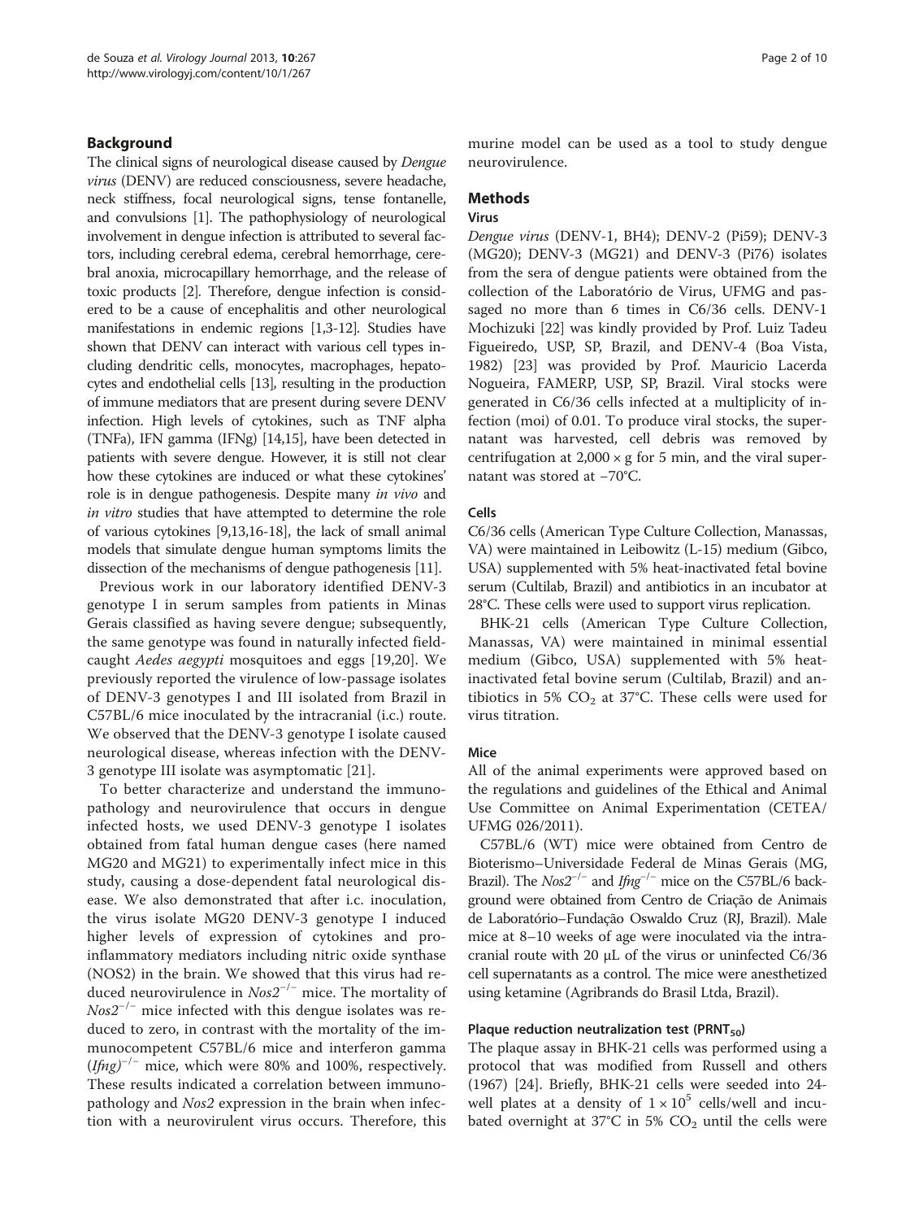## Background

The clinical signs of neurological disease caused by *Dengue virus* (DENV) are reduced consciousness, severe headache, neck stiffness, focal neurological signs, tense fontanelle, and convulsions [1]. The pathophysiology of neurological involvement in dengue infection is attributed to several factors, including cerebral edema, cerebral hemorrhage, cerebral anoxia, microcapillary hemorrhage, and the release of toxic products [2]. Therefore, dengue infection is considered to be a cause of encephalitis and other neurological manifestations in endemic regions [1,3-12]. Studies have shown that DENV can interact with various cell types including dendritic cells, monocytes, macrophages, hepatocytes and endothelial cells [13], resulting in the production of immune mediators that are present during severe DENV infection. High levels of cytokines, such as TNF alpha (TNFa), IFN gamma (IFNg) [14,15], have been detected in patients with severe dengue. However, it is still not clear how these cytokines are induced or what these cytokines' role is in dengue pathogenesis. Despite many *in vivo* and *in vitro* studies that have attempted to determine the role of various cytokines [9,13,16-18], the lack of small animal models that simulate dengue human symptoms limits the dissection of the mechanisms of dengue pathogenesis [11].

Previous work in our laboratory identified DENV-3 genotype I in serum samples from patients in Minas Gerais classified as having severe dengue; subsequently, the same genotype was found in naturally infected field-caught *Aedes aegypti* mosquitoes and eggs [19,20]. We previously reported the virulence of low-passage isolates of DENV-3 genotypes I and III isolated from Brazil in C57BL/6 mice inoculated by the intracranial (i.c.) route. We observed that the DENV-3 genotype I isolate caused neurological disease, whereas infection with the DENV-3 genotype III isolate was asymptomatic [21].

To better characterize and understand the immunopathology and neurovirulence that occurs in dengue infected hosts, we used DENV-3 genotype I isolates obtained from fatal human dengue cases (here named MG20 and MG21) to experimentally infect mice in this study, causing a dose-dependent fatal neurological disease. We also demonstrated that after i.c. inoculation, the virus isolate MG20 DENV-3 genotype I induced higher levels of expression of cytokines and pro-inflammatory mediators including nitric oxide synthase (NOS2) in the brain. We showed that this virus had reduced neurovirulence in *Nos2*$^{-/-}$ mice. The mortality of *Nos2*$^{-/-}$ mice infected with this dengue isolates was reduced to zero, in contrast with the mortality of the immunocompetent C57BL/6 mice and interferon gamma (*Ifng*)$^{-/-}$ mice, which were 80% and 100%, respectively. These results indicated a correlation between immunopathology and *Nos2* expression in the brain when infection with a neurovirulent virus occurs. Therefore, this murine model can be used as a tool to study dengue neurovirulence.

## Methods

### Virus

*Dengue virus* (DENV-1, BH4); DENV-2 (Pi59); DENV-3 (MG20); DENV-3 (MG21) and DENV-3 (Pi76) isolates from the sera of dengue patients were obtained from the collection of the Laboratório de Virus, UFMG and passaged no more than 6 times in C6/36 cells. DENV-1 Mochizuki [22] was kindly provided by Prof. Luiz Tadeu Figueiredo, USP, SP, Brazil, and DENV-4 (Boa Vista, 1982) [23] was provided by Prof. Mauricio Lacerda Nogueira, FAMERP, USP, SP, Brazil. Viral stocks were generated in C6/36 cells infected at a multiplicity of infection (moi) of 0.01. To produce viral stocks, the supernatant was harvested, cell debris was removed by centrifugation at $2{,}000 \times g$ for 5 min, and the viral supernatant was stored at −70°C.

### Cells

C6/36 cells (American Type Culture Collection, Manassas, VA) were maintained in Leibowitz (L-15) medium (Gibco, USA) supplemented with 5% heat-inactivated fetal bovine serum (Cultilab, Brazil) and antibiotics in an incubator at 28°C. These cells were used to support virus replication.

BHK-21 cells (American Type Culture Collection, Manassas, VA) were maintained in minimal essential medium (Gibco, USA) supplemented with 5% heat-inactivated fetal bovine serum (Cultilab, Brazil) and antibiotics in 5% $CO_2$ at 37°C. These cells were used for virus titration.

### Mice

All of the animal experiments were approved based on the regulations and guidelines of the Ethical and Animal Use Committee on Animal Experimentation (CETEA/UFMG 026/2011).

C57BL/6 (WT) mice were obtained from Centro de Bioterismo–Universidade Federal de Minas Gerais (MG, Brazil). The *Nos2*$^{-/-}$ and *Ifng*$^{-/-}$ mice on the C57BL/6 background were obtained from Centro de Criação de Animais de Laboratório–Fundação Oswaldo Cruz (RJ, Brazil). Male mice at 8–10 weeks of age were inoculated via the intracranial route with 20 μL of the virus or uninfected C6/36 cell supernatants as a control. The mice were anesthetized using ketamine (Agribrands do Brasil Ltda, Brazil).

### Plaque reduction neutralization test ($PRNT_{50}$)

The plaque assay in BHK-21 cells was performed using a protocol that was modified from Russell and others (1967) [24]. Briefly, BHK-21 cells were seeded into 24-well plates at a density of $1 \times 10^5$ cells/well and incubated overnight at 37°C in 5% $CO_2$ until the cells were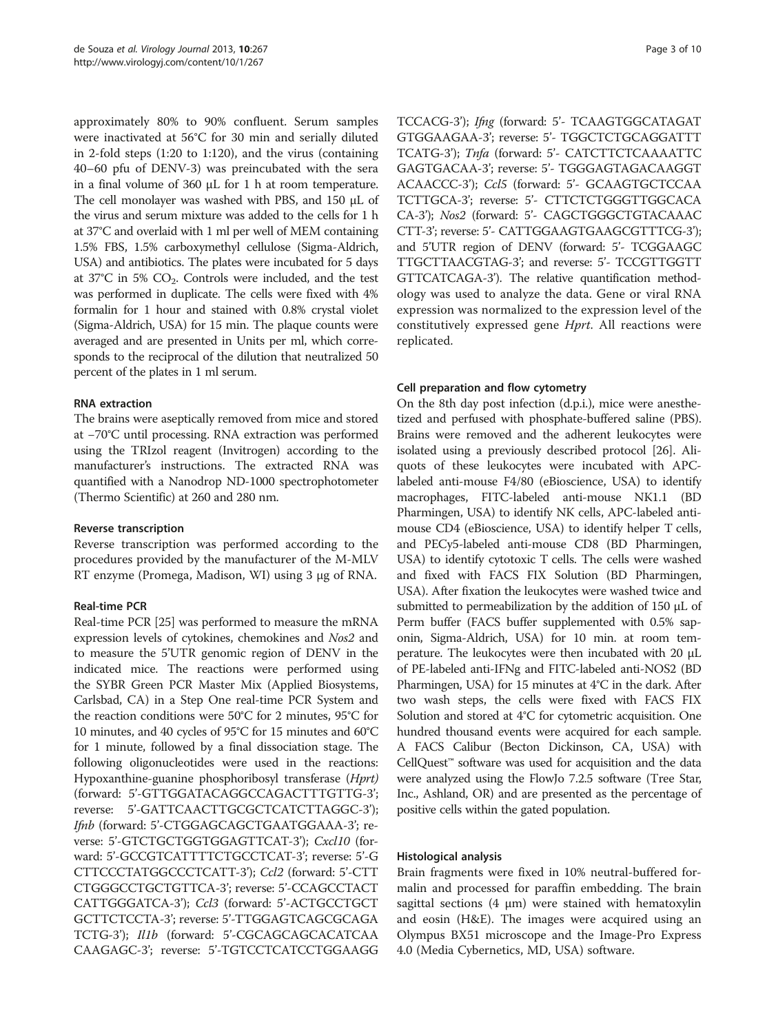approximately 80% to 90% confluent. Serum samples were inactivated at 56°C for 30 min and serially diluted in 2-fold steps (1:20 to 1:120), and the virus (containing 40–60 pfu of DENV-3) was preincubated with the sera in a final volume of 360 μL for 1 h at room temperature. The cell monolayer was washed with PBS, and 150 μL of the virus and serum mixture was added to the cells for 1 h at 37°C and overlaid with 1 ml per well of MEM containing 1.5% FBS, 1.5% carboxymethyl cellulose (Sigma-Aldrich, USA) and antibiotics. The plates were incubated for 5 days at 37°C in 5% $CO_2$. Controls were included, and the test was performed in duplicate. The cells were fixed with 4% formalin for 1 hour and stained with 0.8% crystal violet (Sigma-Aldrich, USA) for 15 min. The plaque counts were averaged and are presented in Units per ml, which corresponds to the reciprocal of the dilution that neutralized 50 percent of the plates in 1 ml serum.

### RNA extraction

The brains were aseptically removed from mice and stored at −70°C until processing. RNA extraction was performed using the TRIzol reagent (Invitrogen) according to the manufacturer's instructions. The extracted RNA was quantified with a Nanodrop ND-1000 spectrophotometer (Thermo Scientific) at 260 and 280 nm.

### Reverse transcription

Reverse transcription was performed according to the procedures provided by the manufacturer of the M-MLV RT enzyme (Promega, Madison, WI) using 3 μg of RNA.

### Real-time PCR

Real-time PCR [25] was performed to measure the mRNA expression levels of cytokines, chemokines and *Nos2* and to measure the 5'UTR genomic region of DENV in the indicated mice. The reactions were performed using the SYBR Green PCR Master Mix (Applied Biosystems, Carlsbad, CA) in a Step One real-time PCR System and the reaction conditions were 50°C for 2 minutes, 95°C for 10 minutes, and 40 cycles of 95°C for 15 minutes and 60°C for 1 minute, followed by a final dissociation stage. The following oligonucleotides were used in the reactions: Hypoxanthine-guanine phosphoribosyl transferase (*Hprt)* (forward: 5'-GTTGGATACAGGCCAGACTTTGTTG-3'; reverse: 5'-GATTCAACTTGCGCTCATCTTAGGC-3'); *Ifnb* (forward: 5'-CTGGAGCAGCTGAATGGAAA-3'; reverse: 5'-GTCTGCTGGTGGAGTTCAT-3'); *Cxcl10* (forward: 5'-GCCGTCATTTTCTGCCTCAT-3'; reverse: 5'-G CTTCCCTATGGCCCTCATT-3'); *Ccl2* (forward: 5'-CTT CTGGGCCTGCTGTTCA-3'; reverse: 5'-CCAGCCTACT CATTGGGATCA-3'); *Ccl3* (forward: 5'-ACTGCCTGCT GCTTCTCCTA-3'; reverse: 5'-TTGGAGTCAGCGCAGA TCTG-3'); *Il1b* (forward: 5'-CGCAGCAGCACATCAA CAAGAGC-3'; reverse: 5'-TGTCCTCATCCTGGAAGG TCCACG-3'); *Ifng* (forward: 5'- TCAAGTGGCATAGAT GTGGAAGAA-3'; reverse: 5'- TGGCTCTGCAGGATTT TCATG-3'); *Tnfa* (forward: 5'- CATCTTCTCAAAATTC GAGTGACAA-3'; reverse: 5'- TGGGAGTAGACAAGGT ACAACCC-3'); *Ccl5* (forward: 5'- GCAAGTGCTCCAA TCTTGCA-3'; reverse: 5'- CTTCTCTGGGTTGGCACA CA-3'); *Nos2* (forward: 5'- CAGCTGGGCTGTACAAAC CTT-3'; reverse: 5'- CATTGGAAGTGAAGCGTTTCG-3'); and 5'UTR region of DENV (forward: 5'- TCGGAAGC TTGCTTAACGTAG-3'; and reverse: 5'- TCCGTTGGTT GTTCATCAGA-3'). The relative quantification methodology was used to analyze the data. Gene or viral RNA expression was normalized to the expression level of the constitutively expressed gene *Hprt*. All reactions were replicated.

### Cell preparation and flow cytometry

On the 8th day post infection (d.p.i.), mice were anesthetized and perfused with phosphate-buffered saline (PBS). Brains were removed and the adherent leukocytes were isolated using a previously described protocol [26]. Aliquots of these leukocytes were incubated with APC-labeled anti-mouse F4/80 (eBioscience, USA) to identify macrophages, FITC-labeled anti-mouse NK1.1 (BD Pharmingen, USA) to identify NK cells, APC-labeled anti-mouse CD4 (eBioscience, USA) to identify helper T cells, and PECy5-labeled anti-mouse CD8 (BD Pharmingen, USA) to identify cytotoxic T cells. The cells were washed and fixed with FACS FIX Solution (BD Pharmingen, USA). After fixation the leukocytes were washed twice and submitted to permeabilization by the addition of 150 μL of Perm buffer (FACS buffer supplemented with 0.5% saponin, Sigma-Aldrich, USA) for 10 min. at room temperature. The leukocytes were then incubated with 20 μL of PE-labeled anti-IFNg and FITC-labeled anti-NOS2 (BD Pharmingen, USA) for 15 minutes at 4°C in the dark. After two wash steps, the cells were fixed with FACS FIX Solution and stored at 4°C for cytometric acquisition. One hundred thousand events were acquired for each sample. A FACS Calibur (Becton Dickinson, CA, USA) with CellQuest™ software was used for acquisition and the data were analyzed using the FlowJo 7.2.5 software (Tree Star, Inc., Ashland, OR) and are presented as the percentage of positive cells within the gated population.

### Histological analysis

Brain fragments were fixed in 10% neutral-buffered formalin and processed for paraffin embedding. The brain sagittal sections (4 μm) were stained with hematoxylin and eosin (H&E). The images were acquired using an Olympus BX51 microscope and the Image-Pro Express 4.0 (Media Cybernetics, MD, USA) software.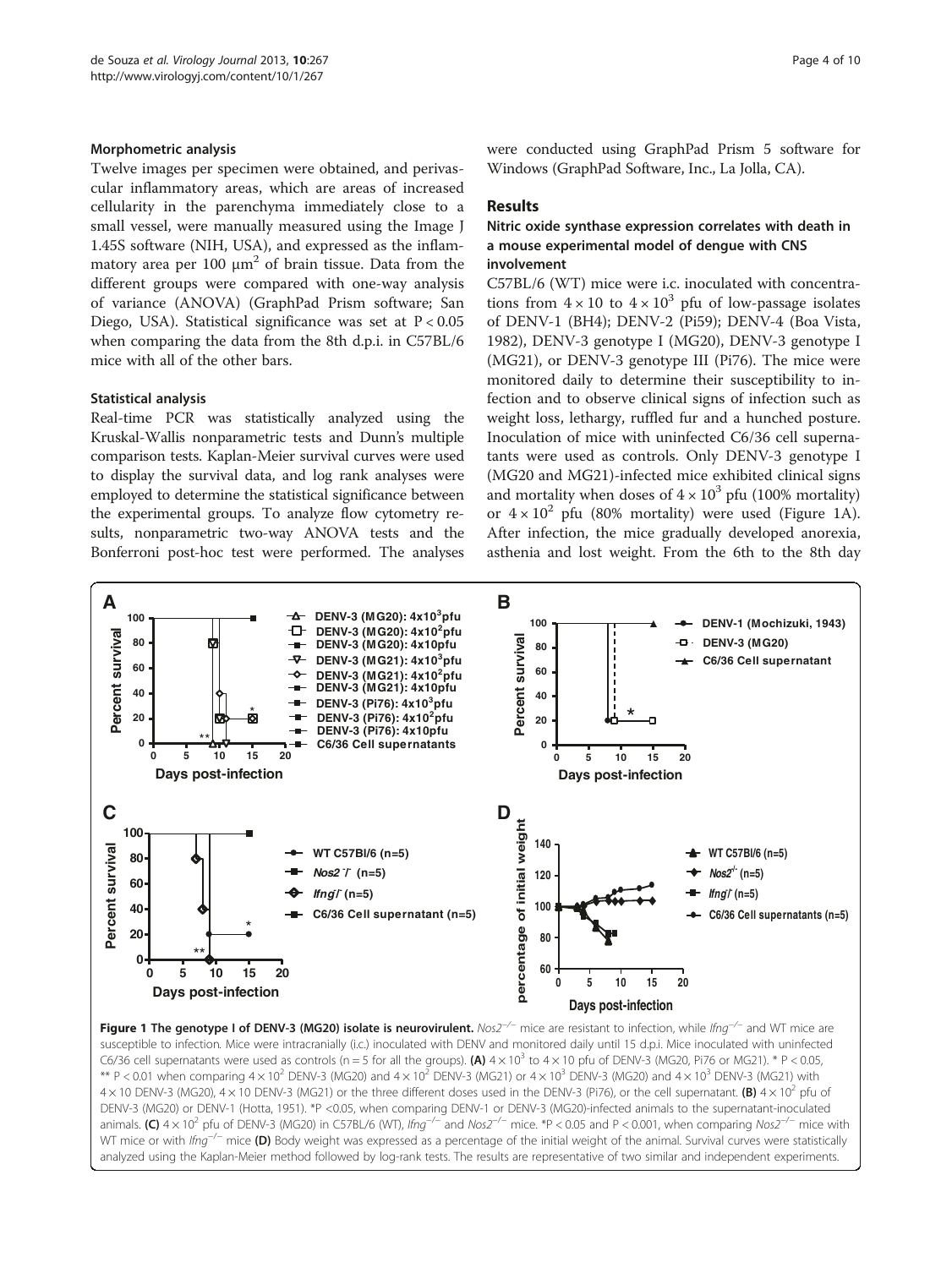### Morphometric analysis

Twelve images per specimen were obtained, and perivascular inflammatory areas, which are areas of increased cellularity in the parenchyma immediately close to a small vessel, were manually measured using the Image J 1.45S software (NIH, USA), and expressed as the inflammatory area per 100 μm$^2$ of brain tissue. Data from the different groups were compared with one-way analysis of variance (ANOVA) (GraphPad Prism software; San Diego, USA). Statistical significance was set at $P < 0.05$ when comparing the data from the 8th d.p.i. in C57BL/6 mice with all of the other bars.

### Statistical analysis

Real-time PCR was statistically analyzed using the Kruskal-Wallis nonparametric tests and Dunn's multiple comparison tests. Kaplan-Meier survival curves were used to display the survival data, and log rank analyses were employed to determine the statistical significance between the experimental groups. To analyze flow cytometry results, nonparametric two-way ANOVA tests and the Bonferroni post-hoc test were performed. The analyses were conducted using GraphPad Prism 5 software for Windows (GraphPad Software, Inc., La Jolla, CA).

## Results

### Nitric oxide synthase expression correlates with death in a mouse experimental model of dengue with CNS involvement

C57BL/6 (WT) mice were i.c. inoculated with concentrations from $4 \times 10$ to $4 \times 10^3$ pfu of low-passage isolates of DENV-1 (BH4); DENV-2 (Pi59); DENV-4 (Boa Vista, 1982), DENV-3 genotype I (MG20), DENV-3 genotype I (MG21), or DENV-3 genotype III (Pi76). The mice were monitored daily to determine their susceptibility to infection and to observe clinical signs of infection such as weight loss, lethargy, ruffled fur and a hunched posture. Inoculation of mice with uninfected C6/36 cell supernatants were used as controls. Only DENV-3 genotype I (MG20 and MG21)-infected mice exhibited clinical signs and mortality when doses of $4 \times 10^3$ pfu (100% mortality) or $4 \times 10^2$ pfu (80% mortality) were used (Figure 1A). After infection, the mice gradually developed anorexia, asthenia and lost weight. From the 6th to the 8th day

**Figure 1 The genotype I of DENV-3 (MG20) isolate is neurovirulent.** *Nos2*$^{-/-}$ mice are resistant to infection, while *Ifng*$^{-/-}$ and WT mice are susceptible to infection. Mice were intracranially (i.c.) inoculated with DENV and monitored daily until 15 d.p.i. Mice inoculated with uninfected C6/36 cell supernatants were used as controls (n = 5 for all the groups). **(A)** $4 \times 10^3$ to $4 \times 10$ pfu of DENV-3 (MG20, Pi76 or MG21). * $P < 0.05$, ** $P < 0.01$ when comparing $4 \times 10^2$ DENV-3 (MG20) and $4 \times 10^2$ DENV-3 (MG21) or $4 \times 10^3$ DENV-3 (MG20) and $4 \times 10^3$ DENV-3 (MG21) with $4 \times 10$ DENV-3 (MG20), $4 \times 10$ DENV-3 (MG21) or the three different doses used in the DENV-3 (Pi76), or the cell supernatant. **(B)** $4 \times 10^2$ pfu of DENV-3 (MG20) or DENV-1 (Hotta, 1951). *$P < 0.05$, when comparing DENV-1 or DENV-3 (MG20)-infected animals to the supernatant-inoculated animals. **(C)** $4 \times 10^2$ pfu of DENV-3 (MG20) in C57BL/6 (WT), *Ifng*$^{-/-}$ and *Nos2*$^{-/-}$ mice. *$P < 0.05$ and $P < 0.001$, when comparing *Nos2*$^{-/-}$ mice with WT mice or with *Ifng*$^{-/-}$ mice **(D)** Body weight was expressed as a percentage of the initial weight of the animal. Survival curves were statistically analyzed using the Kaplan-Meier method followed by log-rank tests. The results are representative of two similar and independent experiments.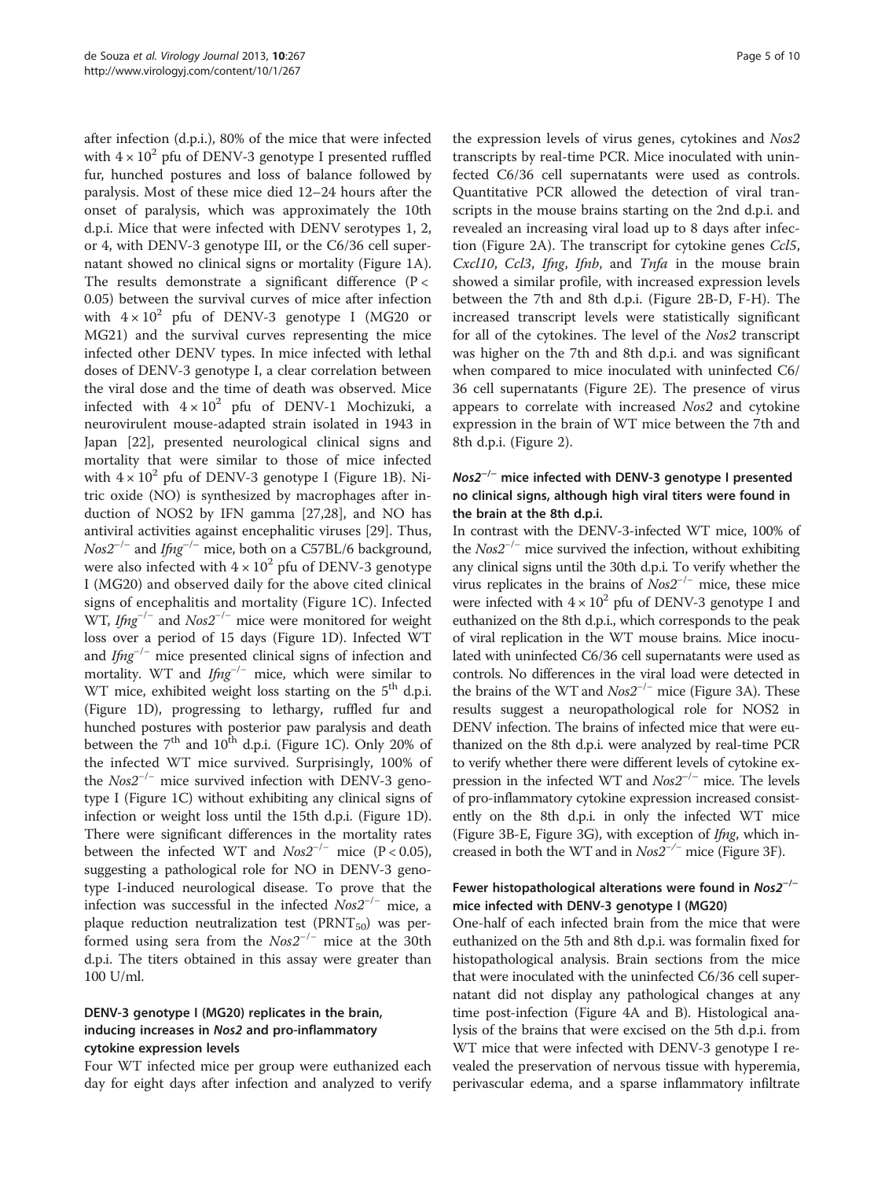after infection (d.p.i.), 80% of the mice that were infected with $4 \times 10^2$ pfu of DENV-3 genotype I presented ruffled fur, hunched postures and loss of balance followed by paralysis. Most of these mice died 12–24 hours after the onset of paralysis, which was approximately the 10th d.p.i. Mice that were infected with DENV serotypes 1, 2, or 4, with DENV-3 genotype III, or the C6/36 cell supernatant showed no clinical signs or mortality (Figure 1A). The results demonstrate a significant difference ($P < 0.05$) between the survival curves of mice after infection with $4 \times 10^2$ pfu of DENV-3 genotype I (MG20 or MG21) and the survival curves representing the mice infected other DENV types. In mice infected with lethal doses of DENV-3 genotype I, a clear correlation between the viral dose and the time of death was observed. Mice infected with $4 \times 10^2$ pfu of DENV-1 Mochizuki, a neurovirulent mouse-adapted strain isolated in 1943 in Japan [22], presented neurological clinical signs and mortality that were similar to those of mice infected with $4 \times 10^2$ pfu of DENV-3 genotype I (Figure 1B). Nitric oxide (NO) is synthesized by macrophages after induction of NOS2 by IFN gamma [27,28], and NO has antiviral activities against encephalitic viruses [29]. Thus, *Nos2*$^{-/-}$ and *Ifng*$^{-/-}$ mice, both on a C57BL/6 background, were also infected with $4 \times 10^2$ pfu of DENV-3 genotype I (MG20) and observed daily for the above cited clinical signs of encephalitis and mortality (Figure 1C). Infected WT, *Ifng*$^{-/-}$ and *Nos2*$^{-/-}$ mice were monitored for weight loss over a period of 15 days (Figure 1D). Infected WT and *Ifng*$^{-/-}$ mice presented clinical signs of infection and mortality. WT and *Ifng*$^{-/-}$ mice, which were similar to WT mice, exhibited weight loss starting on the 5th d.p.i. (Figure 1D), progressing to lethargy, ruffled fur and hunched postures with posterior paw paralysis and death between the 7th and 10th d.p.i. (Figure 1C). Only 20% of the infected WT mice survived. Surprisingly, 100% of the *Nos2*$^{-/-}$ mice survived infection with DENV-3 genotype I (Figure 1C) without exhibiting any clinical signs of infection or weight loss until the 15th d.p.i. (Figure 1D). There were significant differences in the mortality rates between the infected WT and *Nos2*$^{-/-}$ mice ($P < 0.05$), suggesting a pathological role for NO in DENV-3 genotype I-induced neurological disease. To prove that the infection was successful in the infected *Nos2*$^{-/-}$ mice, a plaque reduction neutralization test ($PRNT_{50}$) was performed using sera from the *Nos2*$^{-/-}$ mice at the 30th d.p.i. The titers obtained in this assay were greater than 100 U/ml.

### DENV-3 genotype I (MG20) replicates in the brain, inducing increases in *Nos2* and pro-inflammatory cytokine expression levels

Four WT infected mice per group were euthanized each day for eight days after infection and analyzed to verify the expression levels of virus genes, cytokines and *Nos2* transcripts by real-time PCR. Mice inoculated with uninfected C6/36 cell supernatants were used as controls. Quantitative PCR allowed the detection of viral transcripts in the mouse brains starting on the 2nd d.p.i. and revealed an increasing viral load up to 8 days after infection (Figure 2A). The transcript for cytokine genes *Ccl5*, *Cxcl10*, *Ccl3*, *Ifng*, *Ifnb*, and *Tnfa* in the mouse brain showed a similar profile, with increased expression levels between the 7th and 8th d.p.i. (Figure 2B-D, F-H). The increased transcript levels were statistically significant for all of the cytokines. The level of the *Nos2* transcript was higher on the 7th and 8th d.p.i. and was significant when compared to mice inoculated with uninfected C6/36 cell supernatants (Figure 2E). The presence of virus appears to correlate with increased *Nos2* and cytokine expression in the brain of WT mice between the 7th and 8th d.p.i. (Figure 2).

### *Nos2*$^{-/-}$ mice infected with DENV-3 genotype I presented no clinical signs, although high viral titers were found in the brain at the 8th d.p.i.

In contrast with the DENV-3-infected WT mice, 100% of the *Nos2*$^{-/-}$ mice survived the infection, without exhibiting any clinical signs until the 30th d.p.i. To verify whether the virus replicates in the brains of *Nos2*$^{-/-}$ mice, these mice were infected with $4 \times 10^2$ pfu of DENV-3 genotype I and euthanized on the 8th d.p.i., which corresponds to the peak of viral replication in the WT mouse brains. Mice inoculated with uninfected C6/36 cell supernatants were used as controls. No differences in the viral load were detected in the brains of the WT and *Nos2*$^{-/-}$ mice (Figure 3A). These results suggest a neuropathological role for NOS2 in DENV infection. The brains of infected mice that were euthanized on the 8th d.p.i. were analyzed by real-time PCR to verify whether there were different levels of cytokine expression in the infected WT and *Nos2*$^{-/-}$ mice. The levels of pro-inflammatory cytokine expression increased consistently on the 8th d.p.i. in only the infected WT mice (Figure 3B-E, Figure 3G), with exception of *Ifng*, which increased in both the WT and in *Nos2*$^{-/-}$ mice (Figure 3F).

### Fewer histopathological alterations were found in *Nos2*$^{-/-}$ mice infected with DENV-3 genotype I (MG20)

One-half of each infected brain from the mice that were euthanized on the 5th and 8th d.p.i. was formalin fixed for histopathological analysis. Brain sections from the mice that were inoculated with the uninfected C6/36 cell supernatant did not display any pathological changes at any time post-infection (Figure 4A and B). Histological analysis of the brains that were excised on the 5th d.p.i. from WT mice that were infected with DENV-3 genotype I revealed the preservation of nervous tissue with hyperemia, perivascular edema, and a sparse inflammatory infiltrate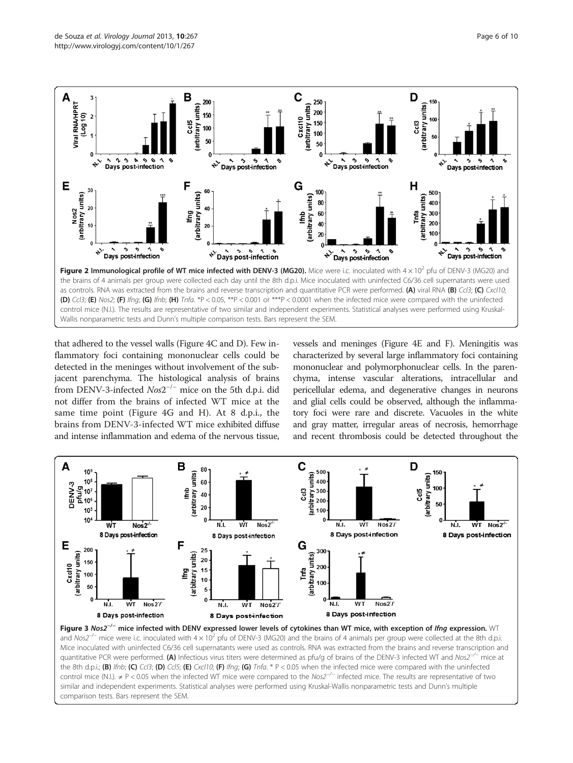Figure 2 Immunological profile of WT mice infected with DENV-3 (MG20). Mice were i.c. inoculated with $4 \times 10^2$ pfu of DENV-3 (MG20) and the brains of 4 animals per group were collected each day until the 8th d.p.i. Mice inoculated with uninfected C6/36 cell supernatants were used as controls. RNA was extracted from the brains and reverse transcription and quantitative PCR were performed. **(A)** viral RNA **(B)** *Ccl3*; **(C)** *Cxcl10*; **(D)** *Ccl3*; **(E)** *Nos2*; **(F)** *Ifng*; **(G)** *Ifnb*; **(H)** *Tnfa*. *P < 0.05, **P < 0.001 or ***P < 0.0001 when the infected mice were compared with the uninfected control mice (N.I.). The results are representative of two similar and independent experiments. Statistical analyses were performed using Kruskal-Wallis nonparametric tests and Dunn's multiple comparison tests. Bars represent the SEM.

that adhered to the vessel walls (Figure 4C and D). Few inflammatory foci containing mononuclear cells could be detected in the meninges without involvement of the subjacent parenchyma. The histological analysis of brains from DENV-3-infected $Nos2^{-/-}$ mice on the 5th d.p.i. did not differ from the brains of infected WT mice at the same time point (Figure 4G and H). At 8 d.p.i., the brains from DENV-3-infected WT mice exhibited diffuse and intense inflammation and edema of the nervous tissue, vessels and meninges (Figure 4E and F). Meningitis was characterized by several large inflammatory foci containing mononuclear and polymorphonuclear cells. In the parenchyma, intense vascular alterations, intracellular and pericellular edema, and degenerative changes in neurons and glial cells could be observed, although the inflammatory foci were rare and discrete. Vacuoles in the white and gray matter, irregular areas of necrosis, hemorrhage and recent thrombosis could be detected throughout the

Figure 3 $Nos2^{-/-}$ mice infected with DENV expressed lower levels of cytokines than WT mice, with exception of *Ifng* expression. WT and $Nos2^{-/-}$ mice were i.c. inoculated with $4 \times 10^2$ pfu of DENV-3 (MG20) and the brains of 4 animals per group were collected at the 8th d.p.i. Mice inoculated with uninfected C6/36 cell supernatants were used as controls. RNA was extracted from the brains and reverse transcription and quantitative PCR were performed. **(A)** Infectious virus titers were determined as pfu/g of brains of the DENV-3 infected WT and $Nos2^{-/-}$ mice at the 8th d.p.i.; **(B)** *Ifnb*; **(C)** *Ccl3*; **(D)** *Ccl5*; **(E)** *Cxcl10*; **(F)** *Ifng*; **(G)** *Tnfa*. * P < 0.05 when the infected mice were compared with the uninfected control mice (N.I.). ≠ P < 0.05 when the infected WT mice were compared to the $Nos2^{-/-}$ infected mice. The results are representative of two similar and independent experiments. Statistical analyses were performed using Kruskal-Wallis nonparametric tests and Dunn's multiple comparison tests. Bars represent the SEM.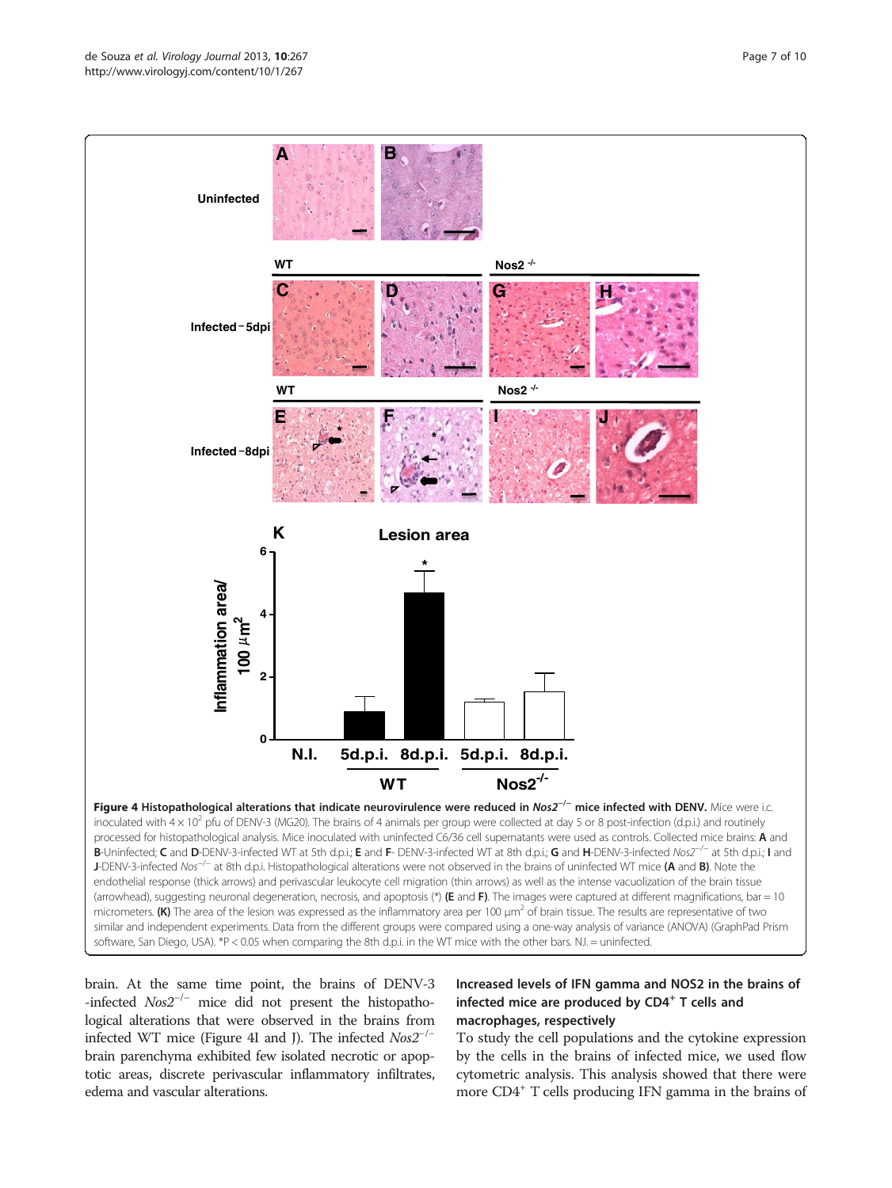**Figure 4 Histopathological alterations that indicate neurovirulence were reduced in *Nos2*$^{-/-}$ mice infected with DENV.** Mice were i.c. inoculated with $4 \times 10^2$ pfu of DENV-3 (MG20). The brains of 4 animals per group were collected at day 5 or 8 post-infection (d.p.i.) and routinely processed for histopathological analysis. Mice inoculated with uninfected C6/36 cell supernatants were used as controls. Collected mice brains: **A** and **B**-Uninfected; **C** and **D**-DENV-3-infected WT at 5th d.p.i.; **E** and **F**- DENV-3-infected WT at 8th d.p.i.; **G** and **H**-DENV-3-infected *Nos2*$^{-/-}$ at 5th d.p.i.; **I** and **J**-DENV-3-infected *Nos*$^{-/-}$ at 8th d.p.i. Histopathological alterations were not observed in the brains of uninfected WT mice (**A** and **B**). Note the endothelial response (thick arrows) and perivascular leukocyte cell migration (thin arrows) as well as the intense vacuolization of the brain tissue (arrowhead), suggesting neuronal degeneration, necrosis, and apoptosis (*) (**E** and **F**). The images were captured at different magnifications, bar = 10 micrometers. **(K)** The area of the lesion was expressed as the inflammatory area per 100 μm$^2$ of brain tissue. The results are representative of two similar and independent experiments. Data from the different groups were compared using a one-way analysis of variance (ANOVA) (GraphPad Prism software, San Diego, USA). *P < 0.05 when comparing the 8th d.p.i. in the WT mice with the other bars. N.I. = uninfected.

brain. At the same time point, the brains of DENV-3 -infected *Nos2*$^{-/-}$ mice did not present the histopathological alterations that were observed in the brains from infected WT mice (Figure 4I and J). The infected *Nos2*$^{-/-}$ brain parenchyma exhibited few isolated necrotic or apoptotic areas, discrete perivascular inflammatory infiltrates, edema and vascular alterations.

### Increased levels of IFN gamma and NOS2 in the brains of infected mice are produced by CD4$^+$ T cells and macrophages, respectively

To study the cell populations and the cytokine expression by the cells in the brains of infected mice, we used flow cytometric analysis. This analysis showed that there were more CD4$^+$ T cells producing IFN gamma in the brains of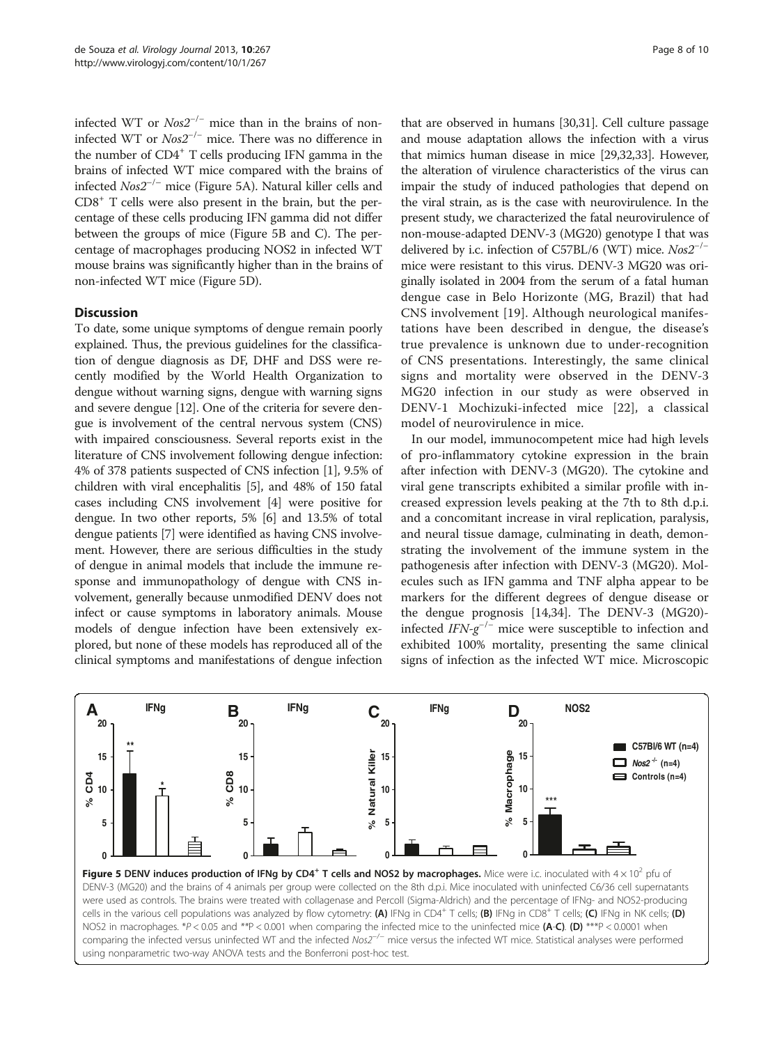infected WT or $Nos2^{-/-}$ mice than in the brains of non-infected WT or $Nos2^{-/-}$ mice. There was no difference in the number of $CD4^+$ T cells producing IFN gamma in the brains of infected WT mice compared with the brains of infected $Nos2^{-/-}$ mice (Figure 5A). Natural killer cells and $CD8^+$ T cells were also present in the brain, but the percentage of these cells producing IFN gamma did not differ between the groups of mice (Figure 5B and C). The percentage of macrophages producing NOS2 in infected WT mouse brains was significantly higher than in the brains of non-infected WT mice (Figure 5D).

## Discussion

To date, some unique symptoms of dengue remain poorly explained. Thus, the previous guidelines for the classification of dengue diagnosis as DF, DHF and DSS were recently modified by the World Health Organization to dengue without warning signs, dengue with warning signs and severe dengue [12]. One of the criteria for severe dengue is involvement of the central nervous system (CNS) with impaired consciousness. Several reports exist in the literature of CNS involvement following dengue infection: 4% of 378 patients suspected of CNS infection [1], 9.5% of children with viral encephalitis [5], and 48% of 150 fatal cases including CNS involvement [4] were positive for dengue. In two other reports, 5% [6] and 13.5% of total dengue patients [7] were identified as having CNS involvement. However, there are serious difficulties in the study of dengue in animal models that include the immune response and immunopathology of dengue with CNS involvement, generally because unmodified DENV does not infect or cause symptoms in laboratory animals. Mouse models of dengue infection have been extensively explored, but none of these models has reproduced all of the clinical symptoms and manifestations of dengue infection that are observed in humans [30,31]. Cell culture passage and mouse adaptation allows the infection with a virus that mimics human disease in mice [29,32,33]. However, the alteration of virulence characteristics of the virus can impair the study of induced pathologies that depend on the viral strain, as is the case with neurovirulence. In the present study, we characterized the fatal neurovirulence of non-mouse-adapted DENV-3 (MG20) genotype I that was delivered by i.c. infection of C57BL/6 (WT) mice. $Nos2^{-/-}$ mice were resistant to this virus. DENV-3 MG20 was originally isolated in 2004 from the serum of a fatal human dengue case in Belo Horizonte (MG, Brazil) that had CNS involvement [19]. Although neurological manifestations have been described in dengue, the disease's true prevalence is unknown due to under-recognition of CNS presentations. Interestingly, the same clinical signs and mortality were observed in the DENV-3 MG20 infection in our study as were observed in DENV-1 Mochizuki-infected mice [22], a classical model of neurovirulence in mice.

In our model, immunocompetent mice had high levels of pro-inflammatory cytokine expression in the brain after infection with DENV-3 (MG20). The cytokine and viral gene transcripts exhibited a similar profile with increased expression levels peaking at the 7th to 8th d.p.i. and a concomitant increase in viral replication, paralysis, and neural tissue damage, culminating in death, demonstrating the involvement of the immune system in the pathogenesis after infection with DENV-3 (MG20). Molecules such as IFN gamma and TNF alpha appear to be markers for the different degrees of dengue disease or the dengue prognosis [14,34]. The DENV-3 (MG20)-infected $IFN\text{-}g^{-/-}$ mice were susceptible to infection and exhibited 100% mortality, presenting the same clinical signs of infection as the infected WT mice. Microscopic

**Figure 5 DENV induces production of IFNg by $CD4^+$ T cells and NOS2 by macrophages.** Mice were i.c. inoculated with $4 \times 10^2$ pfu of DENV-3 (MG20) and the brains of 4 animals per group were collected on the 8th d.p.i. Mice inoculated with uninfected C6/36 cell supernatants were used as controls. The brains were treated with collagenase and Percoll (Sigma-Aldrich) and the percentage of IFNg- and NOS2-producing cells in the various cell populations was analyzed by flow cytometry: **(A)** IFNg in $CD4^+$ T cells; **(B)** IFNg in $CD8^+$ T cells; **(C)** IFNg in NK cells; **(D)** NOS2 in macrophages. $^*P < 0.05$ and $^{**}P < 0.001$ when comparing the infected mice to the uninfected mice **(A-C)**. **(D)** $^{***}P < 0.0001$ when comparing the infected versus uninfected WT and the infected $Nos2^{-/-}$ mice versus the infected WT mice. Statistical analyses were performed using nonparametric two-way ANOVA tests and the Bonferroni post-hoc test.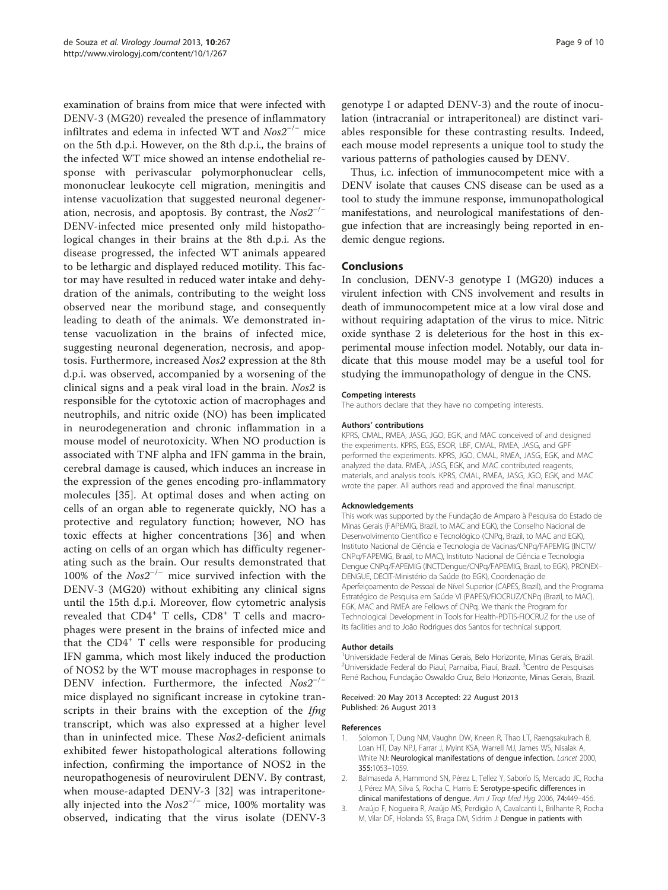examination of brains from mice that were infected with DENV-3 (MG20) revealed the presence of inflammatory infiltrates and edema in infected WT and *Nos2*$^{-/-}$ mice on the 5th d.p.i. However, on the 8th d.p.i., the brains of the infected WT mice showed an intense endothelial response with perivascular polymorphonuclear cells, mononuclear leukocyte cell migration, meningitis and intense vacuolization that suggested neuronal degeneration, necrosis, and apoptosis. By contrast, the *Nos2*$^{-/-}$ DENV-infected mice presented only mild histopathological changes in their brains at the 8th d.p.i. As the disease progressed, the infected WT animals appeared to be lethargic and displayed reduced motility. This factor may have resulted in reduced water intake and dehydration of the animals, contributing to the weight loss observed near the moribund stage, and consequently leading to death of the animals. We demonstrated intense vacuolization in the brains of infected mice, suggesting neuronal degeneration, necrosis, and apoptosis. Furthermore, increased *Nos2* expression at the 8th d.p.i. was observed, accompanied by a worsening of the clinical signs and a peak viral load in the brain. *Nos2* is responsible for the cytotoxic action of macrophages and neutrophils, and nitric oxide (NO) has been implicated in neurodegeneration and chronic inflammation in a mouse model of neurotoxicity. When NO production is associated with TNF alpha and IFN gamma in the brain, cerebral damage is caused, which induces an increase in the expression of the genes encoding pro-inflammatory molecules [35]. At optimal doses and when acting on cells of an organ able to regenerate quickly, NO has a protective and regulatory function; however, NO has toxic effects at higher concentrations [36] and when acting on cells of an organ which has difficulty regenerating such as the brain. Our results demonstrated that 100% of the *Nos2*$^{-/-}$ mice survived infection with the DENV-3 (MG20) without exhibiting any clinical signs until the 15th d.p.i. Moreover, flow cytometric analysis revealed that CD4$^{+}$ T cells, CD8$^{+}$ T cells and macrophages were present in the brains of infected mice and that the CD4$^{+}$ T cells were responsible for producing IFN gamma, which most likely induced the production of NOS2 by the WT mouse macrophages in response to DENV infection. Furthermore, the infected *Nos2*$^{-/-}$ mice displayed no significant increase in cytokine transcripts in their brains with the exception of the *Ifng* transcript, which was also expressed at a higher level than in uninfected mice. These *Nos2*-deficient animals exhibited fewer histopathological alterations following infection, confirming the importance of NOS2 in the neuropathogenesis of neurovirulent DENV. By contrast, when mouse-adapted DENV-3 [32] was intraperitoneally injected into the *Nos2*$^{-/-}$ mice, 100% mortality was observed, indicating that the virus isolate (DENV-3 genotype I or adapted DENV-3) and the route of inoculation (intracranial or intraperitoneal) are distinct variables responsible for these contrasting results. Indeed, each mouse model represents a unique tool to study the various patterns of pathologies caused by DENV.

Thus, i.c. infection of immunocompetent mice with a DENV isolate that causes CNS disease can be used as a tool to study the immune response, immunopathological manifestations, and neurological manifestations of dengue infection that are increasingly being reported in endemic dengue regions.

## Conclusions

In conclusion, DENV-3 genotype I (MG20) induces a virulent infection with CNS involvement and results in death of immunocompetent mice at a low viral dose and without requiring adaptation of the virus to mice. Nitric oxide synthase 2 is deleterious for the host in this experimental mouse infection model. Notably, our data indicate that this mouse model may be a useful tool for studying the immunopathology of dengue in the CNS.

#### Competing interests

The authors declare that they have no competing interests.

#### Authors' contributions

KPRS, CMAL, RMEA, JASG, JGO, EGK, and MAC conceived of and designed the experiments. KPRS, EGS, ESOR, LBF, CMAL, RMEA, JASG, and GPF performed the experiments. KPRS, JGO, CMAL, RMEA, JASG, EGK, and MAC analyzed the data. RMEA, JASG, EGK, and MAC contributed reagents, materials, and analysis tools. KPRS, CMAL, RMEA, JASG, JGO, EGK, and MAC wrote the paper. All authors read and approved the final manuscript.

#### Acknowledgements

This work was supported by the Fundação de Amparo à Pesquisa do Estado de Minas Gerais (FAPEMIG, Brazil, to MAC and EGK), the Conselho Nacional de Desenvolvimento Científico e Tecnológico (CNPq, Brazil, to MAC and EGK), Instituto Nacional de Ciência e Tecnologia de Vacinas/CNPq/FAPEMIG (INCTV/CNPq/FAPEMIG, Brazil, to MAC), Instituto Nacional de Ciência e Tecnologia Dengue CNPq/FAPEMIG (INCTDengue/CNPq/FAPEMIG, Brazil, to EGK), PRONEX–DENGUE, DECIT-Ministério da Saúde (to EGK), Coordenação de Aperfeiçoamento de Pessoal de Nível Superior (CAPES, Brazil), and the Programa Estratégico de Pesquisa em Saúde VI (PAPES)/FIOCRUZ/CNPq (Brazil, to MAC). EGK, MAC and RMEA are Fellows of CNPq. We thank the Program for Technological Development in Tools for Health-PDTIS-FIOCRUZ for the use of its facilities and to João Rodrigues dos Santos for technical support.

#### Author details

[1]Universidade Federal de Minas Gerais, Belo Horizonte, Minas Gerais, Brazil. [2]Universidade Federal do Piauí, Parnaíba, Piauí, Brazil. [3]Centro de Pesquisas René Rachou, Fundação Oswaldo Cruz, Belo Horizonte, Minas Gerais, Brazil.

Received: 20 May 2013 Accepted: 22 August 2013
Published: 26 August 2013

#### References

1. Solomon T, Dung NM, Vaughn DW, Kneen R, Thao LT, Raengsakulrach B, Loan HT, Day NPJ, Farrar J, Myint KSA, Warrell MJ, James WS, Nisalak A, White NJ: **Neurological manifestations of dengue infection.** *Lancet* 2000, **355:**1053–1059.
2. Balmaseda A, Hammond SN, Pérez L, Tellez Y, Saborío IS, Mercado JC, Rocha J, Pérez MA, Silva S, Rocha C, Harris E: **Serotype-specific differences in clinical manifestations of dengue.** *Am J Trop Med Hyg* 2006, **74:**449–456.
3. Araújo F, Nogueira R, Araújo MS, Perdigão A, Cavalcanti L, Brilhante R, Rocha M, Vilar DF, Holanda SS, Braga DM, Sidrim J: **Dengue in patients with**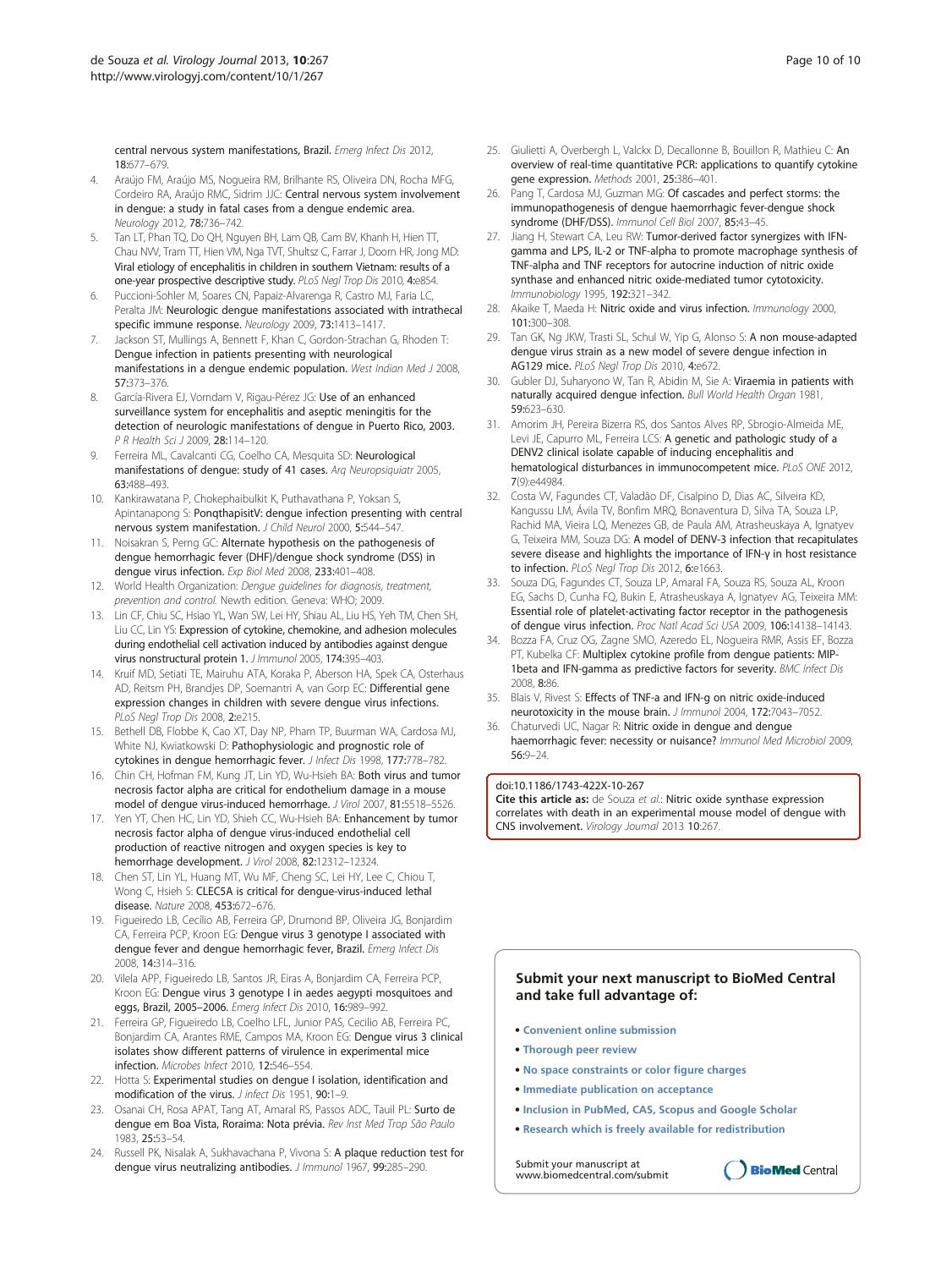central nervous system manifestations, Brazil. *Emerg Infect Dis* 2012, 18:677–679.

4. Araújo FM, Araújo MS, Nogueira RM, Brilhante RS, Oliveira DN, Rocha MFG, Cordeiro RA, Araújo RMC, Sidrim JJC: **Central nervous system involvement in dengue: a study in fatal cases from a dengue endemic area.** *Neurology* 2012, 78:736–742.
5. Tan LT, Phan TQ, Do QH, Nguyen BH, Lam QB, Cam BV, Khanh H, Hien TT, Chau NW, Tram TT, Hien VM, Nga TVT, Shultsz C, Farrar J, Doorn HR, Jong MD: **Viral etiology of encephalitis in children in southern Vietnam: results of a one-year prospective descriptive study.** *PLoS Negl Trop Dis* 2010, 4:e854.
6. Puccioni-Sohler M, Soares CN, Papaiz-Alvarenga R, Castro MJ, Faria LC, Peralta JM: **Neurologic dengue manifestations associated with intrathecal specific immune response.** *Neurology* 2009, 73:1413–1417.
7. Jackson ST, Mullings A, Bennett F, Khan C, Gordon-Strachan G, Rhoden T: **Dengue infection in patients presenting with neurological manifestations in a dengue endemic population.** *West Indian Med J* 2008, 57:373–376.
8. García-Rivera EJ, Vorndam V, Rigau-Pérez JG: **Use of an enhanced surveillance system for encephalitis and aseptic meningitis for the detection of neurologic manifestations of dengue in Puerto Rico, 2003.** *P R Health Sci J* 2009, 28:114–120.
9. Ferreira ML, Cavalcanti CG, Coelho CA, Mesquita SD: **Neurological manifestations of dengue: study of 41 cases.** *Arq Neuropsiquiatr* 2005, 63:488–493.
10. Kankirawatana P, Chokephaibulkit K, Puthavathana P, Yoksan S, Apintanapong S: **PonqthapisitV: dengue infection presenting with central nervous system manifestation.** *J Child Neurol* 2000, 5:544–547.
11. Noisakran S, Perng GC: **Alternate hypothesis on the pathogenesis of dengue hemorrhagic fever (DHF)/dengue shock syndrome (DSS) in dengue virus infection.** *Exp Biol Med* 2008, 233:401–408.
12. World Health Organization: *Dengue guidelines for diagnosis, treatment, prevention and control.* Newth edition. Geneva: WHO; 2009.
13. Lin CF, Chiu SC, Hsiao YL, Wan SW, Lei HY, Shiau AL, Liu HS, Yeh TM, Chen SH, Liu CC, Lin YS: **Expression of cytokine, chemokine, and adhesion molecules during endothelial cell activation induced by antibodies against dengue virus nonstructural protein 1.** *J Immunol* 2005, 174:395–403.
14. Kruif MD, Setiati TE, Mairuhu ATA, Koraka P, Aberson HA, Spek CA, Osterhaus AD, Reitsm PH, Brandjes DP, Soemantri A, van Gorp EC: **Differential gene expression changes in children with severe dengue virus infections.** *PLoS Negl Trop Dis* 2008, 2:e215.
15. Bethell DB, Flobbe K, Cao XT, Day NP, Pham TP, Buurman WA, Cardosa MJ, White NJ, Kwiatkowski D: **Pathophysiologic and prognostic role of cytokines in dengue hemorrhagic fever.** *J Infect Dis* 1998, 177:778–782.
16. Chin CH, Hofman FM, Kung JT, Lin YD, Wu-Hsieh BA: **Both virus and tumor necrosis factor alpha are critical for endothelium damage in a mouse model of dengue virus-induced hemorrhage.** *J Virol* 2007, 81:5518–5526.
17. Yen YT, Chen HC, Lin YD, Shieh CC, Wu-Hsieh BA: **Enhancement by tumor necrosis factor alpha of dengue virus-induced endothelial cell production of reactive nitrogen and oxygen species is key to hemorrhage development.** *J Virol* 2008, 82:12312–12324.
18. Chen ST, Lin YL, Huang MT, Wu MF, Cheng SC, Lei HY, Lee C, Chiou T, Wong C, Hsieh S: **CLEC5A is critical for dengue-virus-induced lethal disease.** *Nature* 2008, 453:672–676.
19. Figueiredo LB, Cecílio AB, Ferreira GP, Drumond BP, Oliveira JG, Bonjardim CA, Ferreira PCP, Kroon EG: **Dengue virus 3 genotype I associated with dengue fever and dengue hemorrhagic fever, Brazil.** *Emerg Infect Dis* 2008, 14:314–316.
20. Vilela APP, Figueiredo LB, Santos JR, Eiras A, Bonjardim CA, Ferreira PCP, Kroon EG: **Dengue virus 3 genotype I in aedes aegypti mosquitoes and eggs, Brazil, 2005–2006.** *Emerg Infect Dis* 2010, 16:989–992.
21. Ferreira GP, Figueiredo LB, Coelho LFL, Junior PAS, Cecilio AB, Ferreira PC, Bonjardim CA, Arantes RME, Campos MA, Kroon EG: **Dengue virus 3 clinical isolates show different patterns of virulence in experimental mice infection.** *Microbes Infect* 2010, 12:546–554.
22. Hotta S: **Experimental studies on dengue I isolation, identification and modification of the virus.** *J infect Dis* 1951, 90:1–9.
23. Osanai CH, Rosa APAT, Tang AT, Amaral RS, Passos ADC, Tauil PL: **Surto de dengue em Boa Vista, Roraima: Nota prévia.** *Rev Inst Med Trop São Paulo* 1983, 25:53–54.
24. Russell PK, Nisalak A, Sukhavachana P, Vivona S: **A plaque reduction test for dengue virus neutralizing antibodies.** *J Immunol* 1967, 99:285–290.
25. Giulietti A, Overbergh L, Valckx D, Decallonne B, Bouillon R, Mathieu C: **An overview of real-time quantitative PCR: applications to quantify cytokine gene expression.** *Methods* 2001, 25:386–401.
26. Pang T, Cardosa MJ, Guzman MG: **Of cascades and perfect storms: the immunopathogenesis of dengue haemorrhagic fever-dengue shock syndrome (DHF/DSS).** *Immunol Cell Biol* 2007, 85:43–45.
27. Jiang H, Stewart CA, Leu RW: **Tumor-derived factor synergizes with IFN-gamma and LPS, IL-2 or TNF-alpha to promote macrophage synthesis of TNF-alpha and TNF receptors for autocrine induction of nitric oxide synthase and enhanced nitric oxide-mediated tumor cytotoxicity.** *Immunobiology* 1995, 192:321–342.
28. Akaike T, Maeda H: **Nitric oxide and virus infection.** *Immunology* 2000, 101:300–308.
29. Tan GK, Ng JKW, Trasti SL, Schul W, Yip G, Alonso S: **A non mouse-adapted dengue virus strain as a new model of severe dengue infection in AG129 mice.** *PLoS Negl Trop Dis* 2010, 4:e672.
30. Gubler DJ, Suharyono W, Tan R, Abidin M, Sie A: **Viraemia in patients with naturally acquired dengue infection.** *Bull World Health Organ* 1981, 59:623–630.
31. Amorim JH, Pereira Bizerra RS, dos Santos Alves RP, Sbrogio-Almeida ME, Levi JE, Capurro ML, Ferreira LCS: **A genetic and pathologic study of a DENV2 clinical isolate capable of inducing encephalitis and hematological disturbances in immunocompetent mice.** *PLoS ONE* 2012, 7(9):e44984.
32. Costa VV, Fagundes CT, Valadão DF, Cisalpino D, Dias AC, Silveira KD, Kangussu LM, Ávila TV, Bonfim MRQ, Bonaventura D, Silva TA, Souza LP, Rachid MA, Vieira LQ, Menezes GB, de Paula AM, Atrasheuskaya A, Ignatyev G, Teixeira MM, Souza DG: **A model of DENV-3 infection that recapitulates severe disease and highlights the importance of IFN-γ in host resistance to infection.** *PLoS Negl Trop Dis* 2012, 6:e1663.
33. Souza DG, Fagundes CT, Souza LP, Amaral FA, Souza RS, Souza AL, Kroon EG, Sachs D, Cunha FQ, Bukin E, Atrasheuskaya A, Ignatyev AG, Teixeira MM: **Essential role of platelet-activating factor receptor in the pathogenesis of dengue virus infection.** *Proc Natl Acad Sci USA* 2009, 106:14138–14143.
34. Bozza FA, Cruz OG, Zagne SMO, Azeredo EL, Nogueira RMR, Assis EF, Bozza PT, Kubelka CF: **Multiplex cytokine profile from dengue patients: MIP-1beta and IFN-gamma as predictive factors for severity.** *BMC Infect Dis* 2008, 8:86.
35. Blais V, Rivest S: **Effects of TNF-a and IFN-g on nitric oxide-induced neurotoxicity in the mouse brain.** *J Immunol* 2004, 172:7043–7052.
36. Chaturvedi UC, Nagar R: **Nitric oxide in dengue and dengue haemorrhagic fever: necessity or nuisance?** *Immunol Med Microbiol* 2009, 56:9–24.

doi:10.1186/1743-422X-10-267

**Cite this article as:** de Souza *et al.*: Nitric oxide synthase expression correlates with death in an experimental mouse model of dengue with CNS involvement. *Virology Journal* 2013 **10**:267.

**Submit your next manuscript to BioMed Central and take full advantage of:**

- **Convenient online submission**
- **Thorough peer review**
- **No space constraints or color figure charges**
- **Immediate publication on acceptance**
- **Inclusion in PubMed, CAS, Scopus and Google Scholar**
- **Research which is freely available for redistribution**

Submit your manuscript at www.biomedcentral.com/submit

BioMed Central